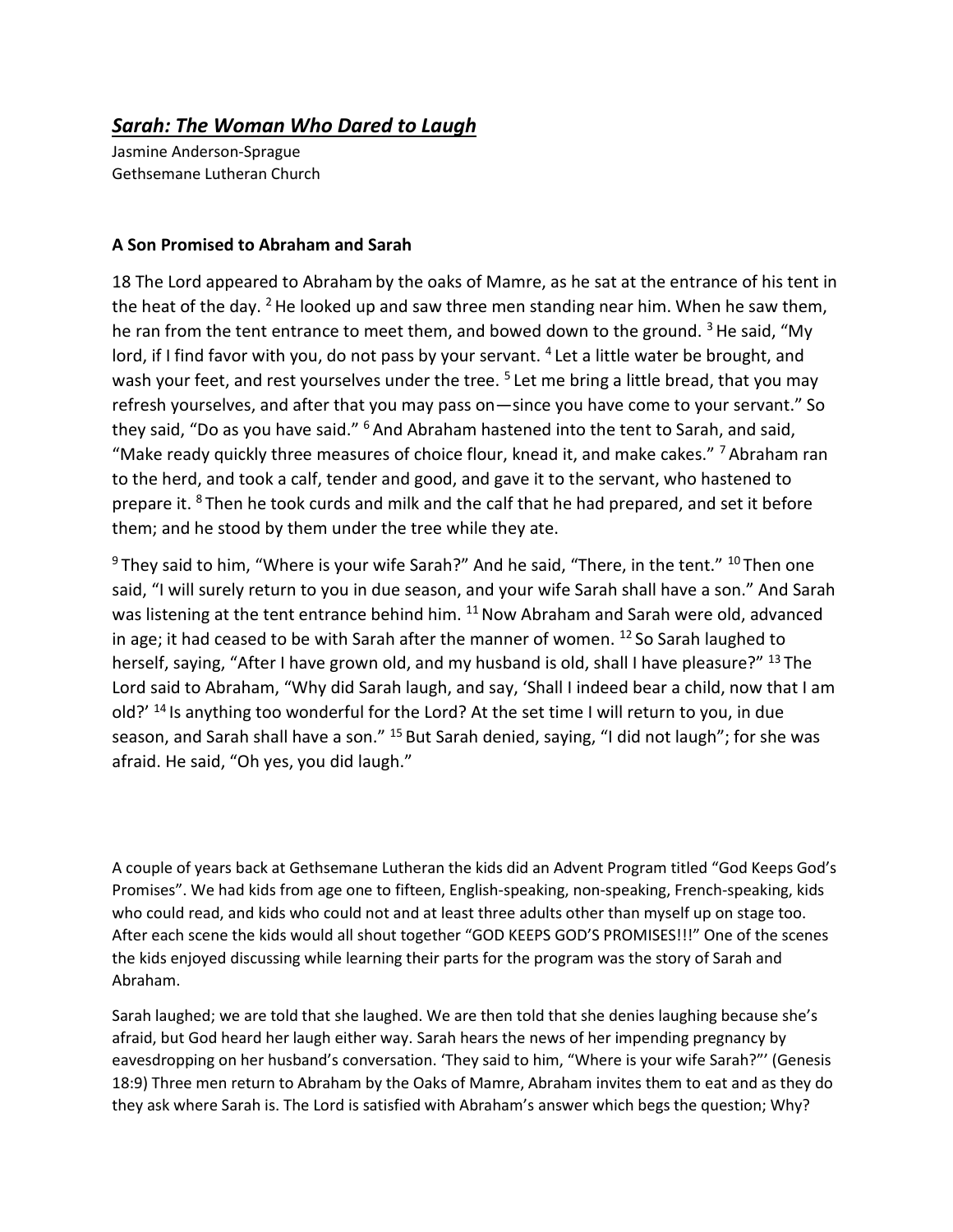## ***Sarah: The Woman Who Dared to Laugh***

Jasmine Anderson-Sprague
Gethsemane Lutheran Church

### **A Son Promised to Abraham and Sarah**

18 The Lord appeared to Abraham by the oaks of Mamre, as he sat at the entrance of his tent in the heat of the day. [2] He looked up and saw three men standing near him. When he saw them, he ran from the tent entrance to meet them, and bowed down to the ground. [3] He said, "My lord, if I find favor with you, do not pass by your servant. [4] Let a little water be brought, and wash your feet, and rest yourselves under the tree. [5] Let me bring a little bread, that you may refresh yourselves, and after that you may pass on—since you have come to your servant." So they said, "Do as you have said." [6] And Abraham hastened into the tent to Sarah, and said, "Make ready quickly three measures of choice flour, knead it, and make cakes." [7] Abraham ran to the herd, and took a calf, tender and good, and gave it to the servant, who hastened to prepare it. [8] Then he took curds and milk and the calf that he had prepared, and set it before them; and he stood by them under the tree while they ate.

[9] They said to him, "Where is your wife Sarah?" And he said, "There, in the tent." [10] Then one said, "I will surely return to you in due season, and your wife Sarah shall have a son." And Sarah was listening at the tent entrance behind him. [11] Now Abraham and Sarah were old, advanced in age; it had ceased to be with Sarah after the manner of women. [12] So Sarah laughed to herself, saying, "After I have grown old, and my husband is old, shall I have pleasure?" [13] The Lord said to Abraham, "Why did Sarah laugh, and say, 'Shall I indeed bear a child, now that I am old?' [14] Is anything too wonderful for the Lord? At the set time I will return to you, in due season, and Sarah shall have a son." [15] But Sarah denied, saying, "I did not laugh"; for she was afraid. He said, "Oh yes, you did laugh."

A couple of years back at Gethsemane Lutheran the kids did an Advent Program titled "God Keeps God's Promises". We had kids from age one to fifteen, English-speaking, non-speaking, French-speaking, kids who could read, and kids who could not and at least three adults other than myself up on stage too. After each scene the kids would all shout together "GOD KEEPS GOD'S PROMISES!!!" One of the scenes the kids enjoyed discussing while learning their parts for the program was the story of Sarah and Abraham.

Sarah laughed; we are told that she laughed. We are then told that she denies laughing because she's afraid, but God heard her laugh either way. Sarah hears the news of her impending pregnancy by eavesdropping on her husband's conversation. 'They said to him, "Where is your wife Sarah?"' (Genesis 18:9) Three men return to Abraham by the Oaks of Mamre, Abraham invites them to eat and as they do they ask where Sarah is. The Lord is satisfied with Abraham's answer which begs the question; Why?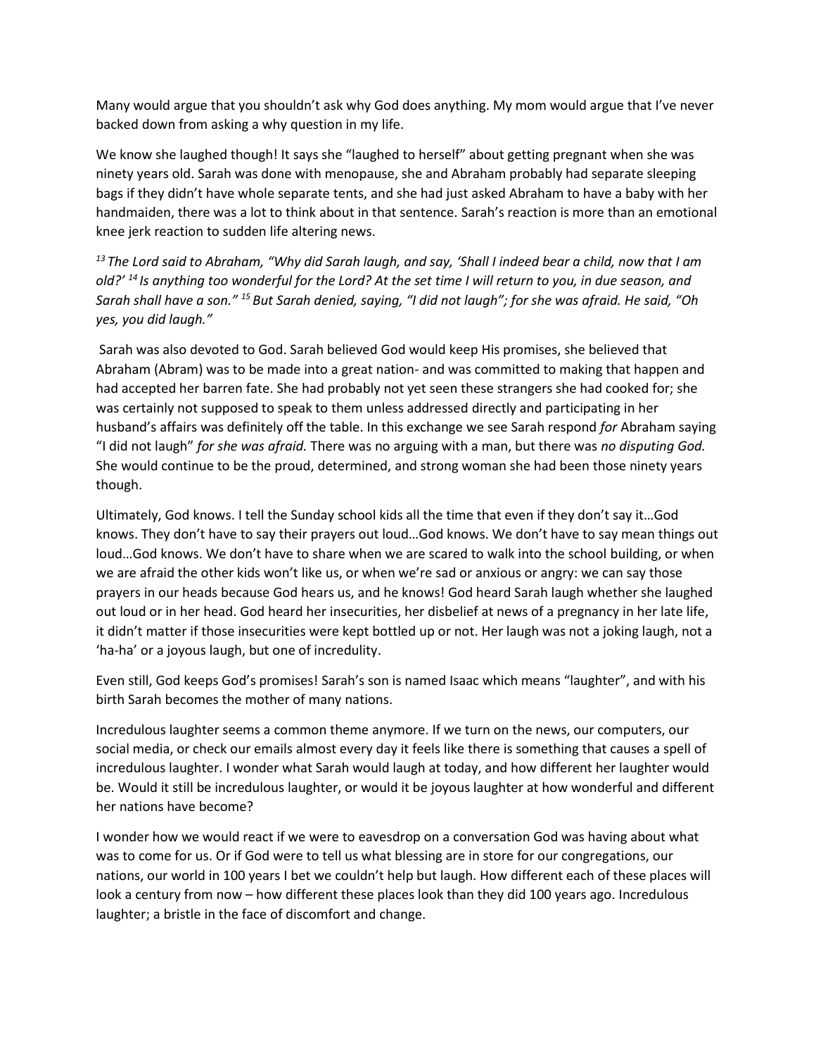Many would argue that you shouldn't ask why God does anything. My mom would argue that I've never backed down from asking a why question in my life.

We know she laughed though! It says she "laughed to herself" about getting pregnant when she was ninety years old. Sarah was done with menopause, she and Abraham probably had separate sleeping bags if they didn't have whole separate tents, and she had just asked Abraham to have a baby with her handmaiden, there was a lot to think about in that sentence. Sarah's reaction is more than an emotional knee jerk reaction to sudden life altering news.

*[13] The Lord said to Abraham, "Why did Sarah laugh, and say, 'Shall I indeed bear a child, now that I am old?' [14] Is anything too wonderful for the Lord? At the set time I will return to you, in due season, and Sarah shall have a son." [15] But Sarah denied, saying, "I did not laugh"; for she was afraid. He said, "Oh yes, you did laugh."*

Sarah was also devoted to God. Sarah believed God would keep His promises, she believed that Abraham (Abram) was to be made into a great nation- and was committed to making that happen and had accepted her barren fate. She had probably not yet seen these strangers she had cooked for; she was certainly not supposed to speak to them unless addressed directly and participating in her husband's affairs was definitely off the table. In this exchange we see Sarah respond *for* Abraham saying "I did not laugh" *for she was afraid.* There was no arguing with a man, but there was *no disputing God.* She would continue to be the proud, determined, and strong woman she had been those ninety years though.

Ultimately, God knows. I tell the Sunday school kids all the time that even if they don't say it…God knows. They don't have to say their prayers out loud…God knows. We don't have to say mean things out loud…God knows. We don't have to share when we are scared to walk into the school building, or when we are afraid the other kids won't like us, or when we're sad or anxious or angry: we can say those prayers in our heads because God hears us, and he knows! God heard Sarah laugh whether she laughed out loud or in her head. God heard her insecurities, her disbelief at news of a pregnancy in her late life, it didn't matter if those insecurities were kept bottled up or not. Her laugh was not a joking laugh, not a 'ha-ha' or a joyous laugh, but one of incredulity.

Even still, God keeps God's promises! Sarah's son is named Isaac which means "laughter", and with his birth Sarah becomes the mother of many nations.

Incredulous laughter seems a common theme anymore. If we turn on the news, our computers, our social media, or check our emails almost every day it feels like there is something that causes a spell of incredulous laughter. I wonder what Sarah would laugh at today, and how different her laughter would be. Would it still be incredulous laughter, or would it be joyous laughter at how wonderful and different her nations have become?

I wonder how we would react if we were to eavesdrop on a conversation God was having about what was to come for us. Or if God were to tell us what blessing are in store for our congregations, our nations, our world in 100 years I bet we couldn't help but laugh. How different each of these places will look a century from now – how different these places look than they did 100 years ago. Incredulous laughter; a bristle in the face of discomfort and change.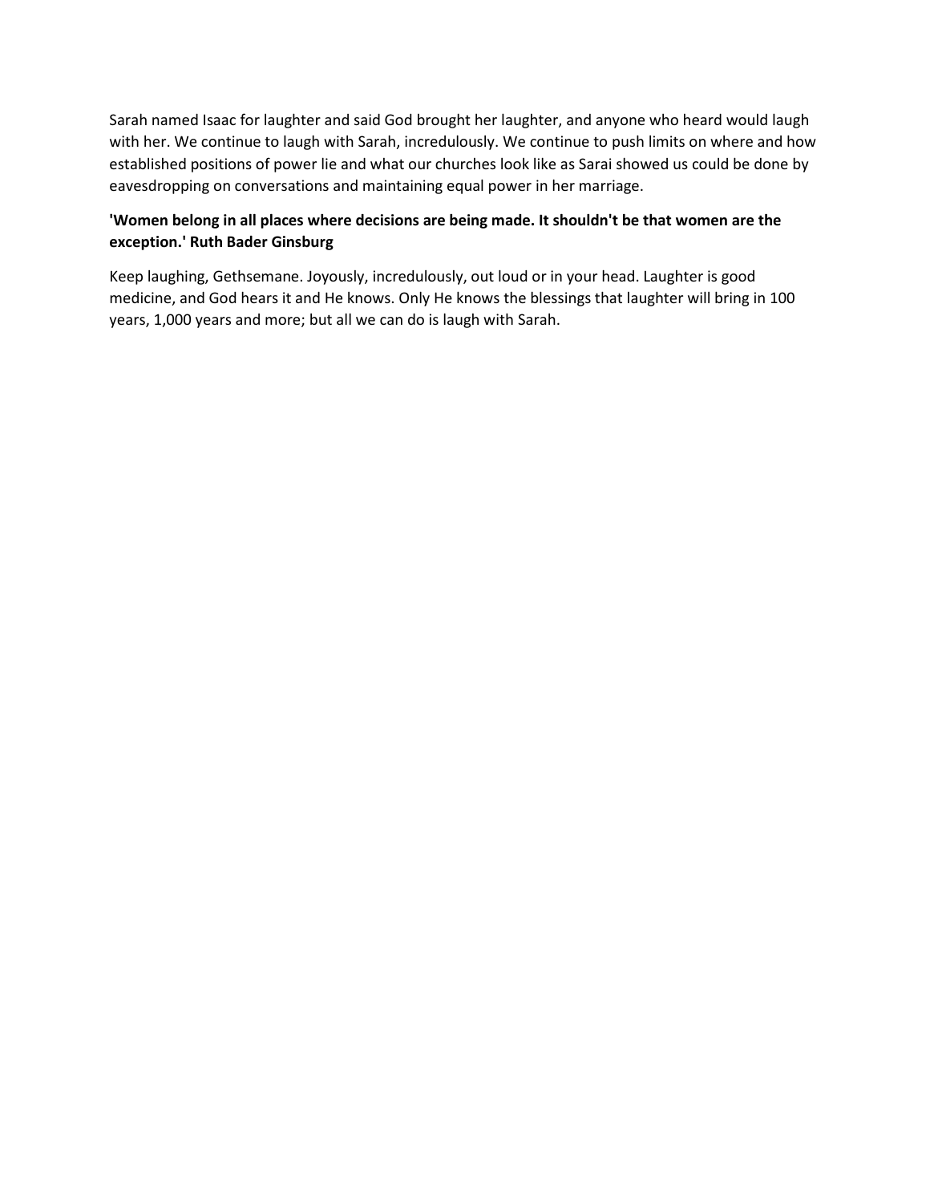Sarah named Isaac for laughter and said God brought her laughter, and anyone who heard would laugh with her. We continue to laugh with Sarah, incredulously. We continue to push limits on where and how established positions of power lie and what our churches look like as Sarai showed us could be done by eavesdropping on conversations and maintaining equal power in her marriage.

**'Women belong in all places where decisions are being made. It shouldn't be that women are the exception.' Ruth Bader Ginsburg**

Keep laughing, Gethsemane. Joyously, incredulously, out loud or in your head. Laughter is good medicine, and God hears it and He knows. Only He knows the blessings that laughter will bring in 100 years, 1,000 years and more; but all we can do is laugh with Sarah.